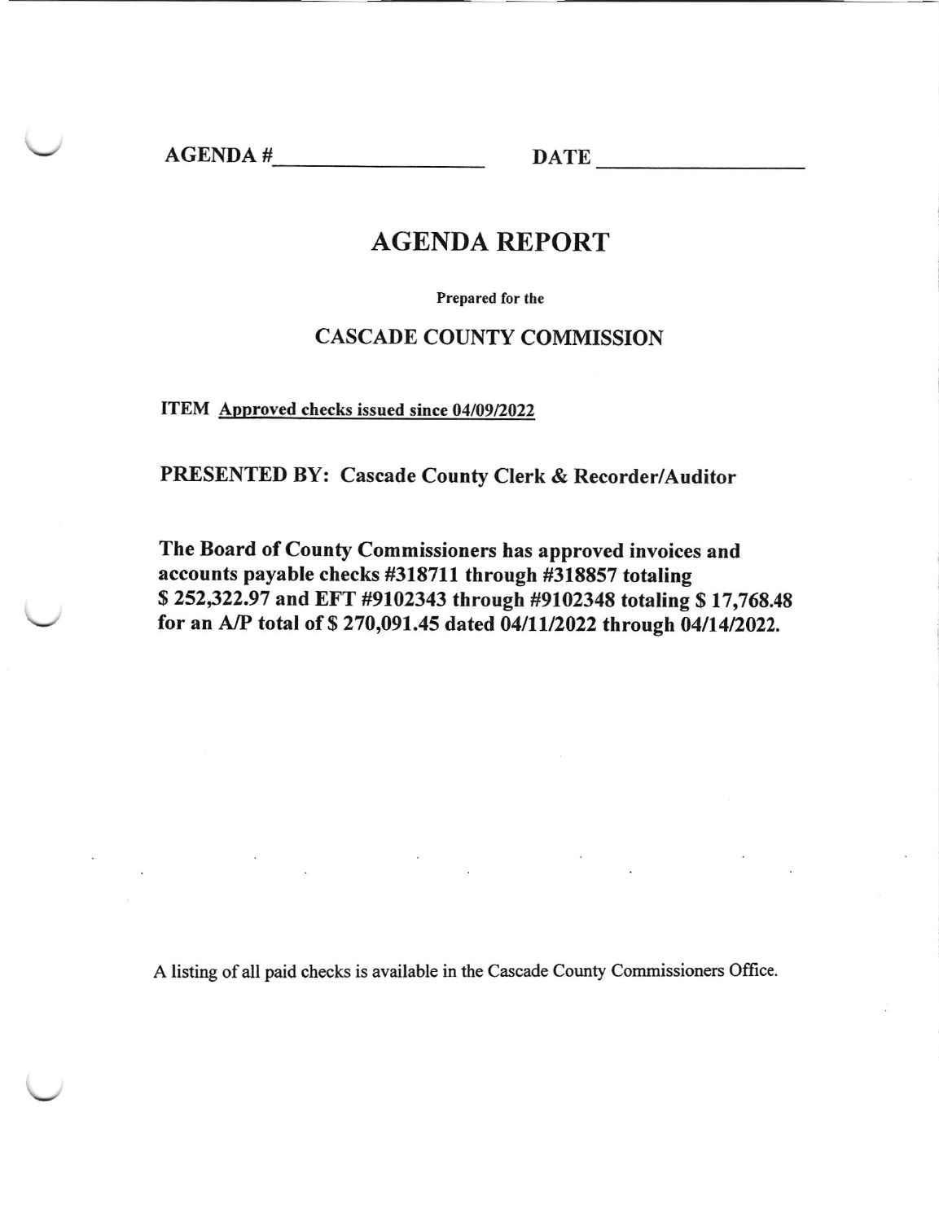AGENDA #\_\_\_\_\_\_\_\_\_\_\_\_\_\_\_\_\_\_\_\_ DATE \_\_\_\_\_\_\_\_\_\_\_\_\_\_\_\_\_\_\_\_

# AGENDA REPORT

**Prepared for the**

## CASCADE COUNTY COMMISSION

**ITEM** **Approved checks issued since 04/09/2022**

**PRESENTED BY: Cascade County Clerk & Recorder/Auditor**

**The Board of County Commissioners has approved invoices and accounts payable checks #318711 through #318857 totaling $ 252,322.97 and EFT #9102343 through #9102348 totaling $ 17,768.48 for an A/P total of $ 270,091.45 dated 04/11/2022 through 04/14/2022.**

A listing of all paid checks is available in the Cascade County Commissioners Office.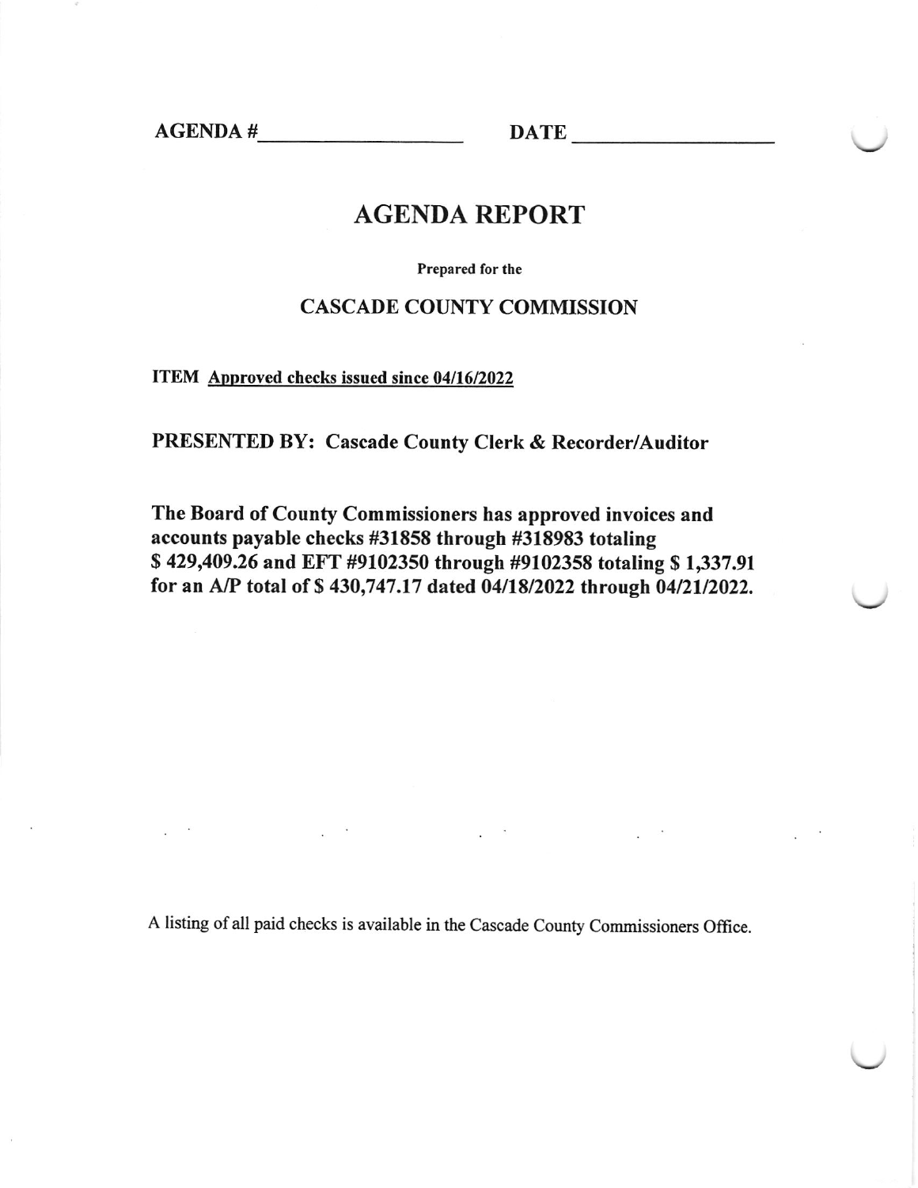AGENDA #\_\_\_\_\_\_\_\_\_\_\_\_\_\_\_\_\_\_\_\_ DATE \_\_\_\_\_\_\_\_\_\_\_\_\_\_\_\_\_\_\_\_

# AGENDA REPORT

Prepared for the

## CASCADE COUNTY COMMISSION

**ITEM** Approved checks issued since 04/16/2022

**PRESENTED BY: Cascade County Clerk & Recorder/Auditor**

**The Board of County Commissioners has approved invoices and accounts payable checks #31858 through #318983 totaling $ 429,409.26 and EFT #9102350 through #9102358 totaling $ 1,337.91 for an A/P total of $ 430,747.17 dated 04/18/2022 through 04/21/2022.**

A listing of all paid checks is available in the Cascade County Commissioners Office.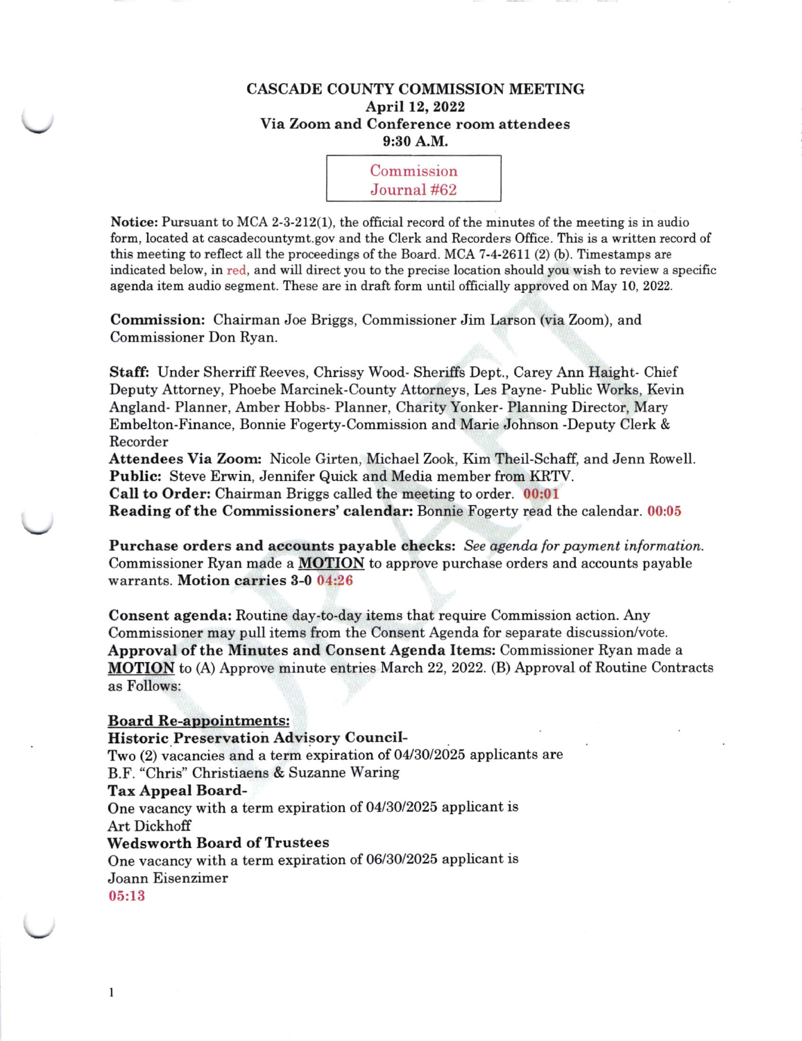# CASCADE COUNTY COMMISSION MEETING
**April 12, 2022**
**Via Zoom and Conference room attendees**
**9:30 A.M.**

Commission Journal #62

**Notice:** Pursuant to MCA 2-3-212(1), the official record of the minutes of the meeting is in audio form, located at cascadecountymt.gov and the Clerk and Recorders Office. This is a written record of this meeting to reflect all the proceedings of the Board. MCA 7-4-2611 (2) (b). Timestamps are indicated below, in red, and will direct you to the precise location should you wish to review a specific agenda item audio segment. These are in draft form until officially approved on May 10, 2022.

**Commission:** Chairman Joe Briggs, Commissioner Jim Larson (via Zoom), and Commissioner Don Ryan.

**Staff:** Under Sherriff Reeves, Chrissy Wood- Sheriffs Dept., Carey Ann Haight- Chief Deputy Attorney, Phoebe Marcinek-County Attorneys, Les Payne- Public Works, Kevin Angland- Planner, Amber Hobbs- Planner, Charity Yonker- Planning Director, Mary Embelton-Finance, Bonnie Fogerty-Commission and Marie Johnson -Deputy Clerk & Recorder

**Attendees Via Zoom:** Nicole Girten, Michael Zook, Kim Theil-Schaff, and Jenn Rowell.

**Public:** Steve Erwin, Jennifer Quick and Media member from KRTV.

**Call to Order:** Chairman Briggs called the meeting to order. **00:01**

**Reading of the Commissioners' calendar:** Bonnie Fogerty read the calendar. **00:05**

**Purchase orders and accounts payable checks:** *See agenda for payment information.* Commissioner Ryan made a **MOTION** to approve purchase orders and accounts payable warrants. **Motion carries 3-0 04:26**

**Consent agenda:** Routine day-to-day items that require Commission action. Any Commissioner may pull items from the Consent Agenda for separate discussion/vote.

**Approval of the Minutes and Consent Agenda Items:** Commissioner Ryan made a **MOTION** to (A) Approve minute entries March 22, 2022. (B) Approval of Routine Contracts as Follows:

**Board Re-appointments:**

**Historic Preservation Advisory Council-**
Two (2) vacancies and a term expiration of 04/30/2025 applicants are
B.F. "Chris" Christiaens & Suzanne Waring

**Tax Appeal Board-**
One vacancy with a term expiration of 04/30/2025 applicant is
Art Dickhoff

**Wedsworth Board of Trustees**
One vacancy with a term expiration of 06/30/2025 applicant is
Joann Eisenzimer
**05:13**